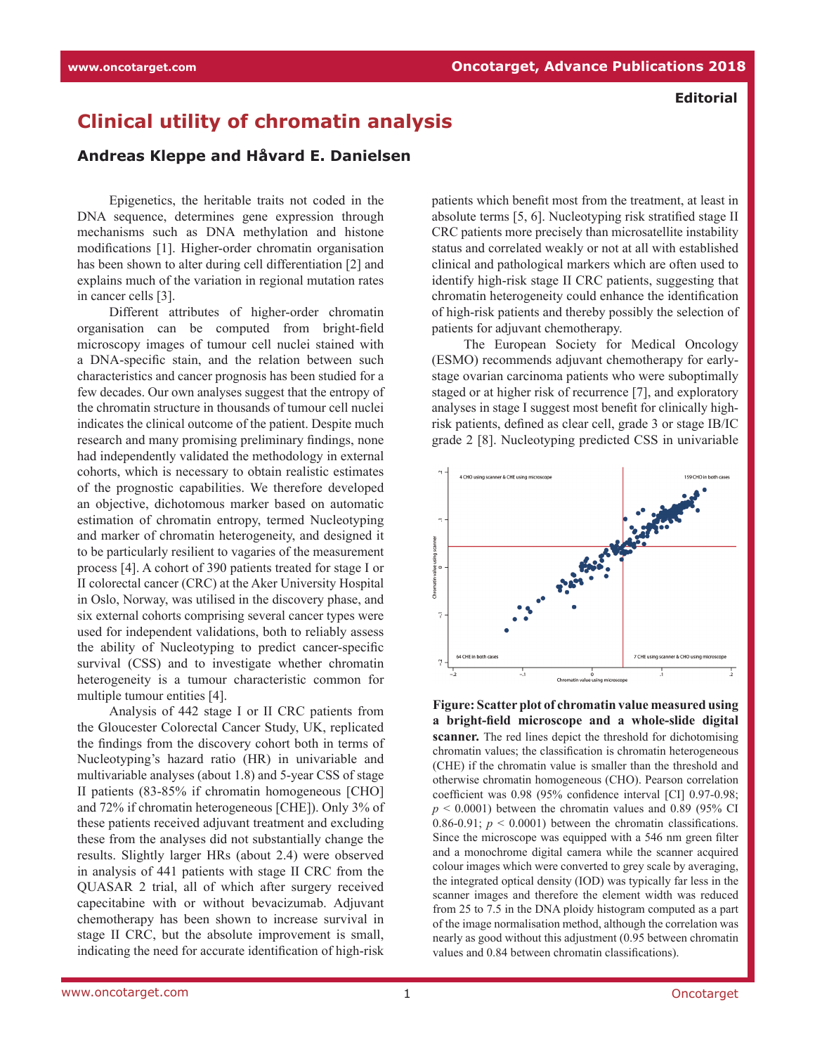Editorial

# Clinical utility of chromatin analysis

**Andreas Kleppe and Håvard E. Danielsen**

Epigenetics, the heritable traits not coded in the DNA sequence, determines gene expression through mechanisms such as DNA methylation and histone modifications [1]. Higher-order chromatin organisation has been shown to alter during cell differentiation [2] and explains much of the variation in regional mutation rates in cancer cells [3].

Different attributes of higher-order chromatin organisation can be computed from bright-field microscopy images of tumour cell nuclei stained with a DNA-specific stain, and the relation between such characteristics and cancer prognosis has been studied for a few decades. Our own analyses suggest that the entropy of the chromatin structure in thousands of tumour cell nuclei indicates the clinical outcome of the patient. Despite much research and many promising preliminary findings, none had independently validated the methodology in external cohorts, which is necessary to obtain realistic estimates of the prognostic capabilities. We therefore developed an objective, dichotomous marker based on automatic estimation of chromatin entropy, termed Nucleotyping and marker of chromatin heterogeneity, and designed it to be particularly resilient to vagaries of the measurement process [4]. A cohort of 390 patients treated for stage I or II colorectal cancer (CRC) at the Aker University Hospital in Oslo, Norway, was utilised in the discovery phase, and six external cohorts comprising several cancer types were used for independent validations, both to reliably assess the ability of Nucleotyping to predict cancer-specific survival (CSS) and to investigate whether chromatin heterogeneity is a tumour characteristic common for multiple tumour entities [4].

Analysis of 442 stage I or II CRC patients from the Gloucester Colorectal Cancer Study, UK, replicated the findings from the discovery cohort both in terms of Nucleotyping's hazard ratio (HR) in univariable and multivariable analyses (about 1.8) and 5-year CSS of stage II patients (83-85% if chromatin homogeneous [CHO] and 72% if chromatin heterogeneous [CHE]). Only 3% of these patients received adjuvant treatment and excluding these from the analyses did not substantially change the results. Slightly larger HRs (about 2.4) were observed in analysis of 441 patients with stage II CRC from the QUASAR 2 trial, all of which after surgery received capecitabine with or without bevacizumab. Adjuvant chemotherapy has been shown to increase survival in stage II CRC, but the absolute improvement is small, indicating the need for accurate identification of high-risk patients which benefit most from the treatment, at least in absolute terms [5, 6]. Nucleotyping risk stratified stage II CRC patients more precisely than microsatellite instability status and correlated weakly or not at all with established clinical and pathological markers which are often used to identify high-risk stage II CRC patients, suggesting that chromatin heterogeneity could enhance the identification of high-risk patients and thereby possibly the selection of patients for adjuvant chemotherapy.

The European Society for Medical Oncology (ESMO) recommends adjuvant chemotherapy for early-stage ovarian carcinoma patients who were suboptimally staged or at higher risk of recurrence [7], and exploratory analyses in stage I suggest most benefit for clinically high-risk patients, defined as clear cell, grade 3 or stage IB/IC grade 2 [8]. Nucleotyping predicted CSS in univariable

**Figure: Scatter plot of chromatin value measured using a bright-field microscope and a whole-slide digital scanner.** The red lines depict the threshold for dichotomising chromatin values; the classification is chromatin heterogeneous (CHE) if the chromatin value is smaller than the threshold and otherwise chromatin homogeneous (CHO). Pearson correlation coefficient was 0.98 (95% confidence interval [CI] 0.97-0.98; $p < 0.0001$) between the chromatin values and 0.89 (95% CI 0.86-0.91; $p < 0.0001$) between the chromatin classifications. Since the microscope was equipped with a 546 nm green filter and a monochrome digital camera while the scanner acquired colour images which were converted to grey scale by averaging, the integrated optical density (IOD) was typically far less in the scanner images and therefore the element width was reduced from 25 to 7.5 in the DNA ploidy histogram computed as a part of the image normalisation method, although the correlation was nearly as good without this adjustment (0.95 between chromatin values and 0.84 between chromatin classifications).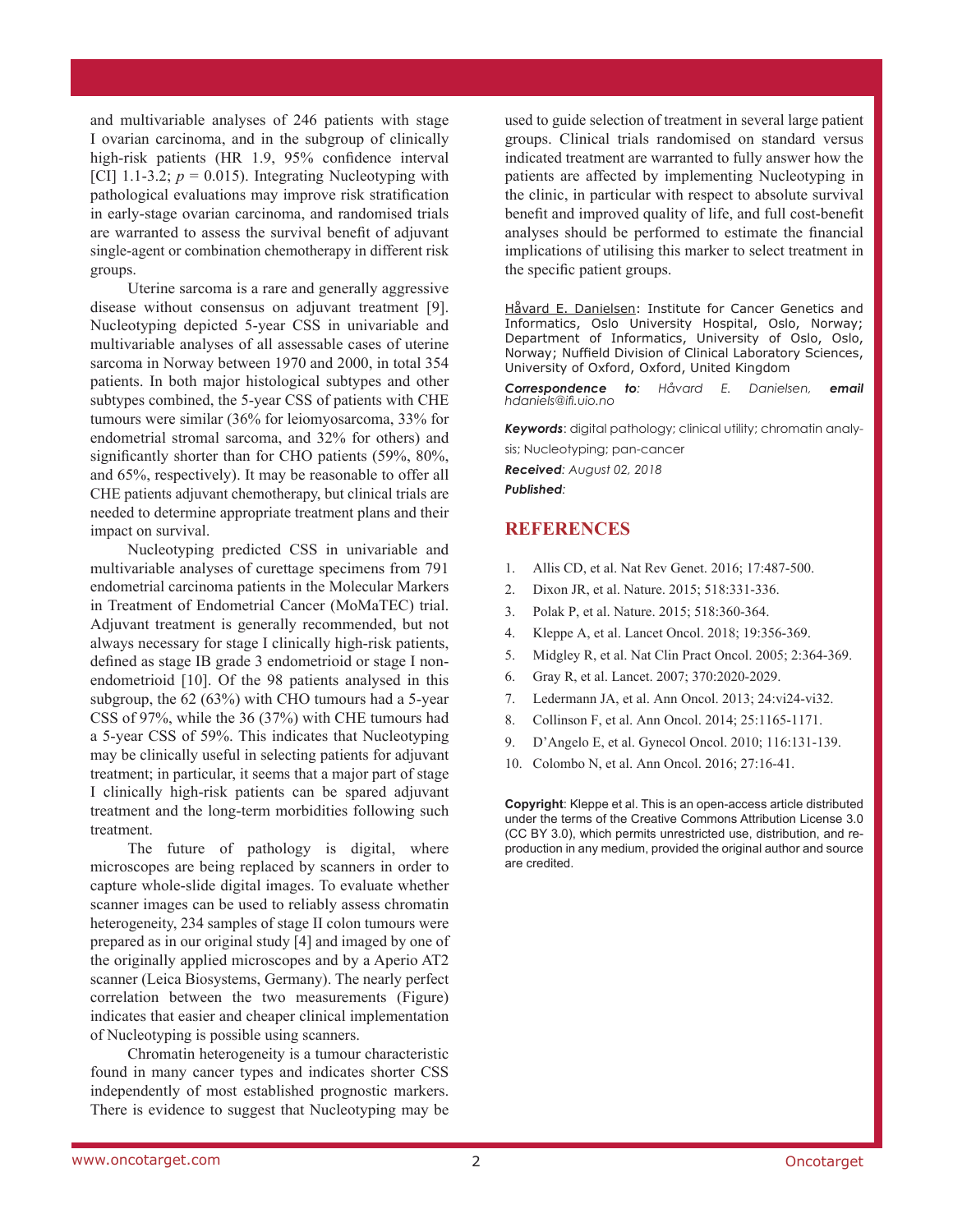and multivariable analyses of 246 patients with stage I ovarian carcinoma, and in the subgroup of clinically high-risk patients (HR 1.9, 95% confidence interval [CI] 1.1-3.2; $p = 0.015$). Integrating Nucleotyping with pathological evaluations may improve risk stratification in early-stage ovarian carcinoma, and randomised trials are warranted to assess the survival benefit of adjuvant single-agent or combination chemotherapy in different risk groups.

Uterine sarcoma is a rare and generally aggressive disease without consensus on adjuvant treatment [9]. Nucleotyping depicted 5-year CSS in univariable and multivariable analyses of all assessable cases of uterine sarcoma in Norway between 1970 and 2000, in total 354 patients. In both major histological subtypes and other subtypes combined, the 5-year CSS of patients with CHE tumours were similar (36% for leiomyosarcoma, 33% for endometrial stromal sarcoma, and 32% for others) and significantly shorter than for CHO patients (59%, 80%, and 65%, respectively). It may be reasonable to offer all CHE patients adjuvant chemotherapy, but clinical trials are needed to determine appropriate treatment plans and their impact on survival.

Nucleotyping predicted CSS in univariable and multivariable analyses of curettage specimens from 791 endometrial carcinoma patients in the Molecular Markers in Treatment of Endometrial Cancer (MoMaTEC) trial. Adjuvant treatment is generally recommended, but not always necessary for stage I clinically high-risk patients, defined as stage IB grade 3 endometrioid or stage I non-endometrioid [10]. Of the 98 patients analysed in this subgroup, the 62 (63%) with CHO tumours had a 5-year CSS of 97%, while the 36 (37%) with CHE tumours had a 5-year CSS of 59%. This indicates that Nucleotyping may be clinically useful in selecting patients for adjuvant treatment; in particular, it seems that a major part of stage I clinically high-risk patients can be spared adjuvant treatment and the long-term morbidities following such treatment.

The future of pathology is digital, where microscopes are being replaced by scanners in order to capture whole-slide digital images. To evaluate whether scanner images can be used to reliably assess chromatin heterogeneity, 234 samples of stage II colon tumours were prepared as in our original study [4] and imaged by one of the originally applied microscopes and by a Aperio AT2 scanner (Leica Biosystems, Germany). The nearly perfect correlation between the two measurements (Figure) indicates that easier and cheaper clinical implementation of Nucleotyping is possible using scanners.

Chromatin heterogeneity is a tumour characteristic found in many cancer types and indicates shorter CSS independently of most established prognostic markers. There is evidence to suggest that Nucleotyping may be used to guide selection of treatment in several large patient groups. Clinical trials randomised on standard versus indicated treatment are warranted to fully answer how the patients are affected by implementing Nucleotyping in the clinic, in particular with respect to absolute survival benefit and improved quality of life, and full cost-benefit analyses should be performed to estimate the financial implications of utilising this marker to select treatment in the specific patient groups.

Håvard E. Danielsen: Institute for Cancer Genetics and Informatics, Oslo University Hospital, Oslo, Norway; Department of Informatics, University of Oslo, Oslo, Norway; Nuffield Division of Clinical Laboratory Sciences, University of Oxford, Oxford, United Kingdom

***Correspondence to**: Håvard E. Danielsen, **email** hdaniels@ifi.uio.no*

***Keywords***: digital pathology; clinical utility; chromatin analysis; Nucleotyping; pan-cancer

***Received**: August 02, 2018*

***Published**:*

## REFERENCES

1. Allis CD, et al. Nat Rev Genet. 2016; 17:487-500.
2. Dixon JR, et al. Nature. 2015; 518:331-336.
3. Polak P, et al. Nature. 2015; 518:360-364.
4. Kleppe A, et al. Lancet Oncol. 2018; 19:356-369.
5. Midgley R, et al. Nat Clin Pract Oncol. 2005; 2:364-369.
6. Gray R, et al. Lancet. 2007; 370:2020-2029.
7. Ledermann JA, et al. Ann Oncol. 2013; 24:vi24-vi32.
8. Collinson F, et al. Ann Oncol. 2014; 25:1165-1171.
9. D'Angelo E, et al. Gynecol Oncol. 2010; 116:131-139.
10. Colombo N, et al. Ann Oncol. 2016; 27:16-41.

**Copyright**: Kleppe et al. This is an open-access article distributed under the terms of the Creative Commons Attribution License 3.0 (CC BY 3.0), which permits unrestricted use, distribution, and reproduction in any medium, provided the original author and source are credited.